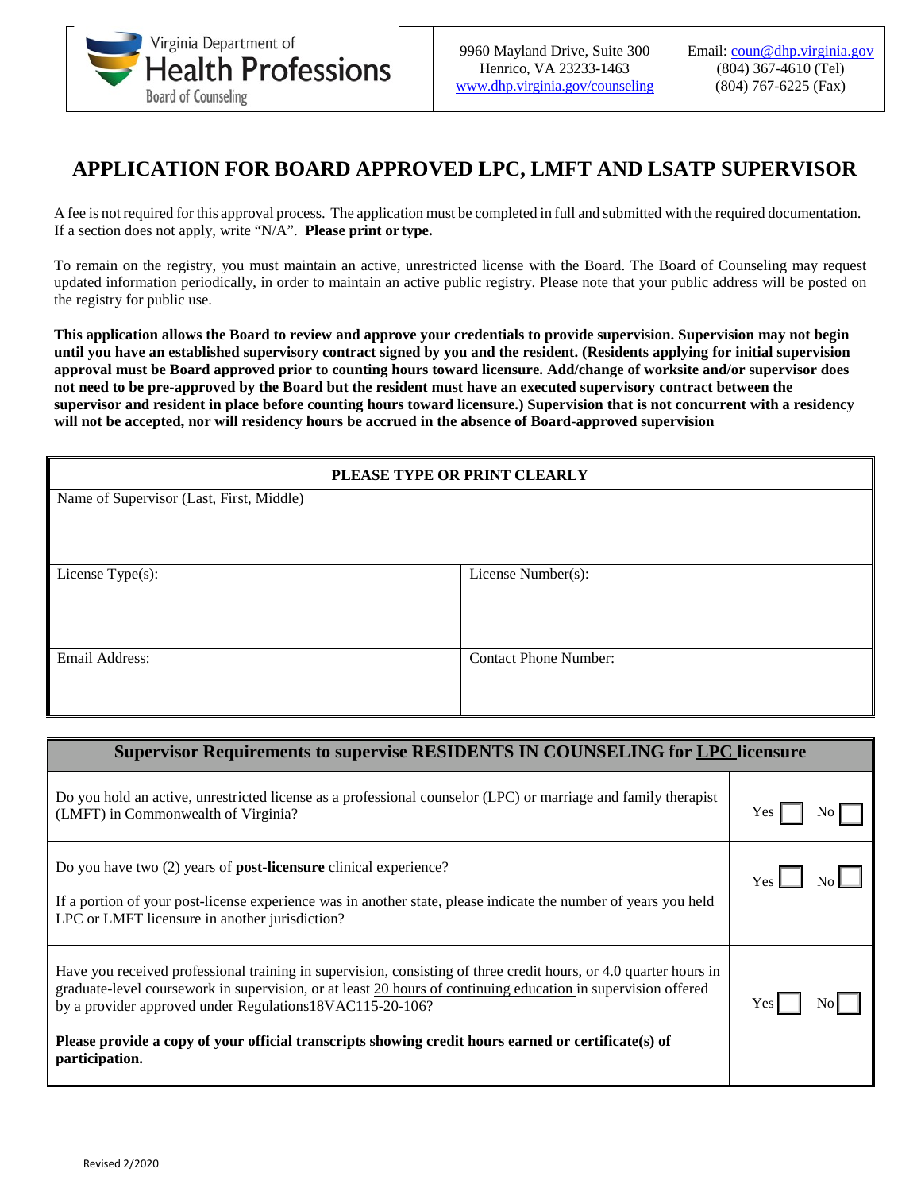Virginia Department of Health Professions
Board of Counseling

9960 Mayland Drive, Suite 300
Henrico, VA 23233-1463
www.dhp.virginia.gov/counseling

Email: coun@dhp.virginia.gov
(804) 367-4610 (Tel)
(804) 767-6225 (Fax)

# APPLICATION FOR BOARD APPROVED LPC, LMFT AND LSATP SUPERVISOR

A fee is not required for this approval process. The application must be completed in full and submitted with the required documentation. If a section does not apply, write "N/A". **Please print or type.**

To remain on the registry, you must maintain an active, unrestricted license with the Board. The Board of Counseling may request updated information periodically, in order to maintain an active public registry. Please note that your public address will be posted on the registry for public use.

**This application allows the Board to review and approve your credentials to provide supervision. Supervision may not begin until you have an established supervisory contract signed by you and the resident. (Residents applying for initial supervision approval must be Board approved prior to counting hours toward licensure. Add/change of worksite and/or supervisor does not need to be pre-approved by the Board but the resident must have an executed supervisory contract between the supervisor and resident in place before counting hours toward licensure.) Supervision that is not concurrent with a residency will not be accepted, nor will residency hours be accrued in the absence of Board-approved supervision**

| PLEASE TYPE OR PRINT CLEARLY | |
|---|---|
| Name of Supervisor (Last, First, Middle) | |
| License Type(s): | License Number(s): |
| Email Address: | Contact Phone Number: |

| Supervisor Requirements to supervise RESIDENTS IN COUNSELING for LPC licensure | |
|---|---|
| Do you hold an active, unrestricted license as a professional counselor (LPC) or marriage and family therapist (LMFT) in Commonwealth of Virginia? | Yes ☐ No ☐ |
| Do you have two (2) years of **post-licensure** clinical experience?<br><br>If a portion of your post-license experience was in another state, please indicate the number of years you held LPC or LMFT licensure in another jurisdiction? | Yes ☐ No ☐<br><br>\_\_\_\_\_\_\_\_\_\_ |
| Have you received professional training in supervision, consisting of three credit hours, or 4.0 quarter hours in graduate-level coursework in supervision, or at least 20 hours of continuing education in supervision offered by a provider approved under Regulations18VAC115-20-106?<br><br>**Please provide a copy of your official transcripts showing credit hours earned or certificate(s) of participation.** | Yes ☐ No ☐ |

Revised 2/2020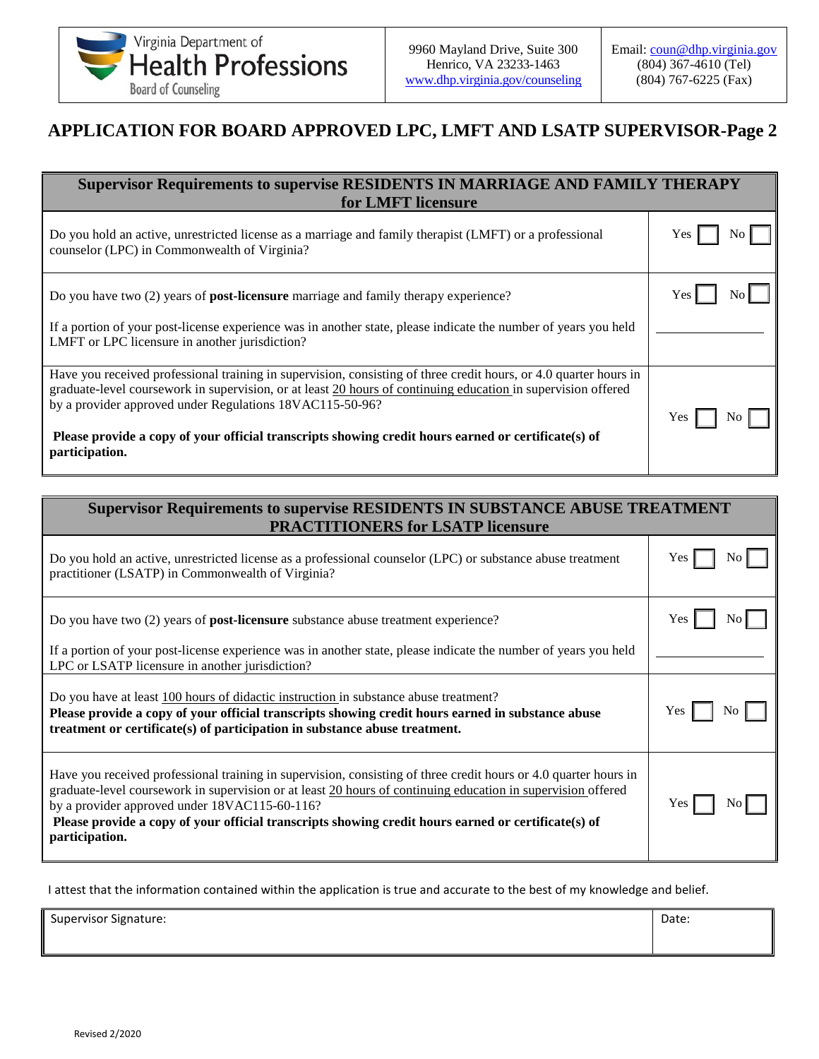Virginia Department of Health Professions
Board of Counseling

9960 Mayland Drive, Suite 300
Henrico, VA 23233-1463
www.dhp.virginia.gov/counseling

Email: coun@dhp.virginia.gov
(804) 367-4610 (Tel)
(804) 767-6225 (Fax)

# APPLICATION FOR BOARD APPROVED LPC, LMFT AND LSATP SUPERVISOR-Page 2

| **Supervisor Requirements to supervise RESIDENTS IN MARRIAGE AND FAMILY THERAPY for LMFT licensure** | |
|---|---|
| Do you hold an active, unrestricted license as a marriage and family therapist (LMFT) or a professional counselor (LPC) in Commonwealth of Virginia? | Yes ☐ No ☐ |
| Do you have two (2) years of **post-licensure** marriage and family therapy experience?<br><br>If a portion of your post-license experience was in another state, please indicate the number of years you held LMFT or LPC licensure in another jurisdiction? | Yes ☐ No ☐<br><br>\_\_\_\_\_\_\_\_\_\_ |
| Have you received professional training in supervision, consisting of three credit hours, or 4.0 quarter hours in graduate-level coursework in supervision, or at least 20 hours of continuing education in supervision offered by a provider approved under Regulations 18VAC115-50-96?<br><br>**Please provide a copy of your official transcripts showing credit hours earned or certificate(s) of participation.** | Yes ☐ No ☐ |

| **Supervisor Requirements to supervise RESIDENTS IN SUBSTANCE ABUSE TREATMENT PRACTITIONERS for LSATP licensure** | |
|---|---|
| Do you hold an active, unrestricted license as a professional counselor (LPC) or substance abuse treatment practitioner (LSATP) in Commonwealth of Virginia? | Yes ☐ No ☐ |
| Do you have two (2) years of **post-licensure** substance abuse treatment experience?<br><br>If a portion of your post-license experience was in another state, please indicate the number of years you held LPC or LSATP licensure in another jurisdiction? | Yes ☐ No ☐<br><br>\_\_\_\_\_\_\_\_\_\_ |
| Do you have at least 100 hours of didactic instruction in substance abuse treatment?<br>**Please provide a copy of your official transcripts showing credit hours earned in substance abuse treatment or certificate(s) of participation in substance abuse treatment.** | Yes ☐ No ☐ |
| Have you received professional training in supervision, consisting of three credit hours or 4.0 quarter hours in graduate-level coursework in supervision or at least 20 hours of continuing education in supervision offered by a provider approved under 18VAC115-60-116?<br>**Please provide a copy of your official transcripts showing credit hours earned or certificate(s) of participation.** | Yes ☐ No ☐ |

I attest that the information contained within the application is true and accurate to the best of my knowledge and belief.

| Supervisor Signature: | Date: |
|---|---|
| | |

Revised 2/2020